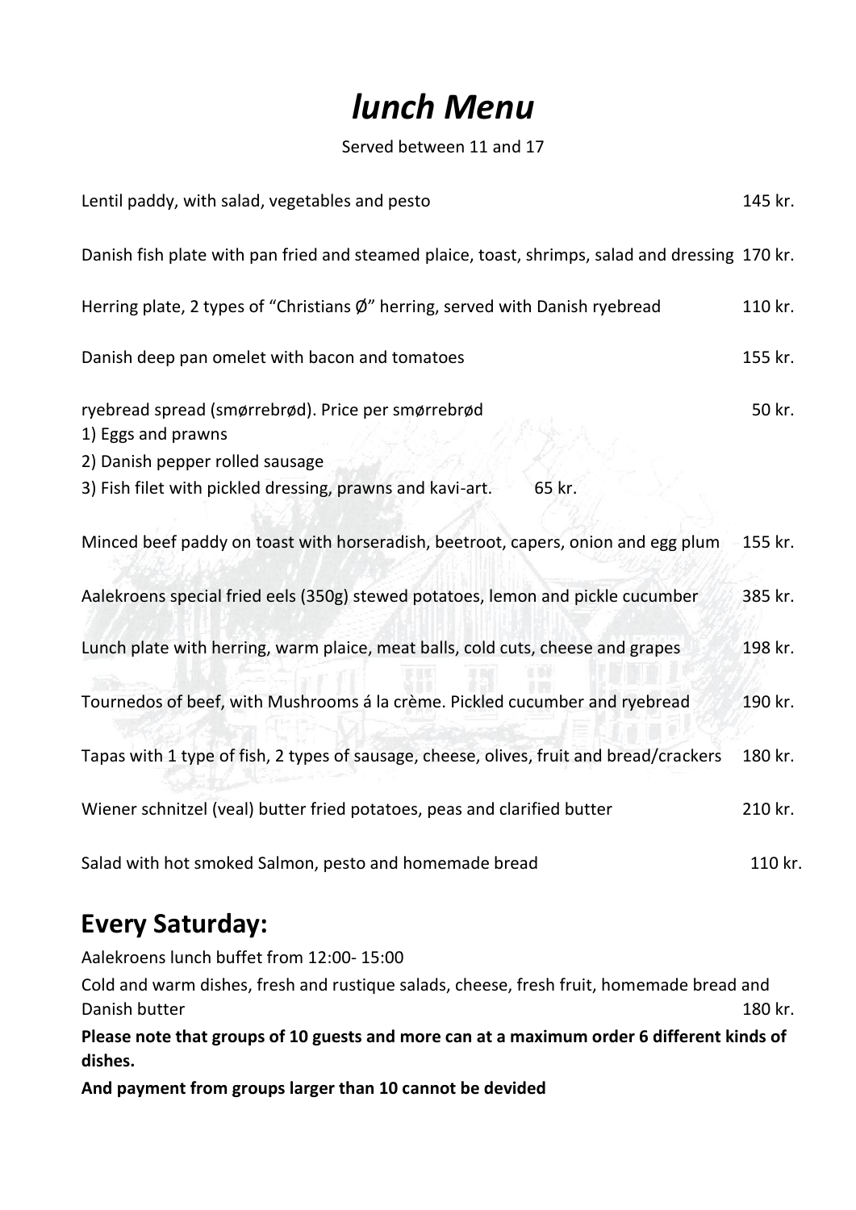# *lunch Menu*

Served between 11 and 17

| | |
|---|---|
| Lentil paddy, with salad, vegetables and pesto | 145 kr. |
| Danish fish plate with pan fried and steamed plaice, toast, shrimps, salad and dressing | 170 kr. |
| Herring plate, 2 types of "Christians Ø" herring, served with Danish ryebread | 110 kr. |
| Danish deep pan omelet with bacon and tomatoes | 155 kr. |
| ryebread spread (smørrebrød). Price per smørrebrød | 50 kr. |
| 1) Eggs and prawns | |
| 2) Danish pepper rolled sausage | |
| 3) Fish filet with pickled dressing, prawns and kavi-art. 65 kr. | |
| Minced beef paddy on toast with horseradish, beetroot, capers, onion and egg plum | 155 kr. |
| Aalekroens special fried eels (350g) stewed potatoes, lemon and pickle cucumber | 385 kr. |
| Lunch plate with herring, warm plaice, meat balls, cold cuts, cheese and grapes | 198 kr. |
| Tournedos of beef, with Mushrooms á la crème. Pickled cucumber and ryebread | 190 kr. |
| Tapas with 1 type of fish, 2 types of sausage, cheese, olives, fruit and bread/crackers | 180 kr. |
| Wiener schnitzel (veal) butter fried potatoes, peas and clarified butter | 210 kr. |
| Salad with hot smoked Salmon, pesto and homemade bread | 110 kr. |

## Every Saturday:

Aalekroens lunch buffet from 12:00- 15:00

Cold and warm dishes, fresh and rustique salads, cheese, fresh fruit, homemade bread and Danish butter 180 kr.

**Please note that groups of 10 guests and more can at a maximum order 6 different kinds of dishes.**

**And payment from groups larger than 10 cannot be devided**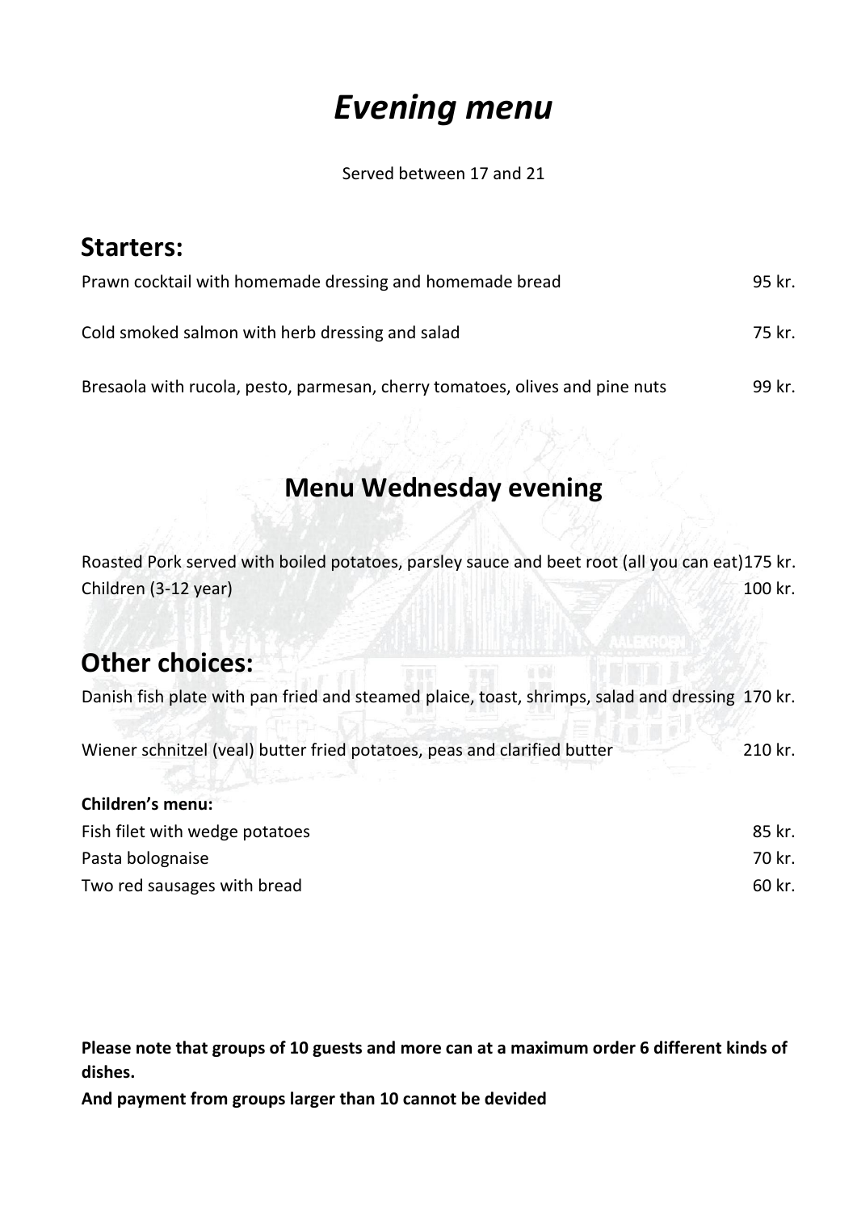# *Evening menu*

Served between 17 and 21

## Starters:

| | |
|---|---|
| Prawn cocktail with homemade dressing and homemade bread | 95 kr. |
| Cold smoked salmon with herb dressing and salad | 75 kr. |
| Bresaola with rucola, pesto, parmesan, cherry tomatoes, olives and pine nuts | 99 kr. |

## Menu Wednesday evening

| | |
|---|---|
| Roasted Pork served with boiled potatoes, parsley sauce and beet root (all you can eat) | 175 kr. |
| Children (3-12 year) | 100 kr. |

## Other choices:

| | |
|---|---|
| Danish fish plate with pan fried and steamed plaice, toast, shrimps, salad and dressing | 170 kr. |
| Wiener schnitzel (veal) butter fried potatoes, peas and clarified butter | 210 kr. |

**Children's menu:**

| | |
|---|---|
| Fish filet with wedge potatoes | 85 kr. |
| Pasta bolognaise | 70 kr. |
| Two red sausages with bread | 60 kr. |

**Please note that groups of 10 guests and more can at a maximum order 6 different kinds of dishes.**

**And payment from groups larger than 10 cannot be devided**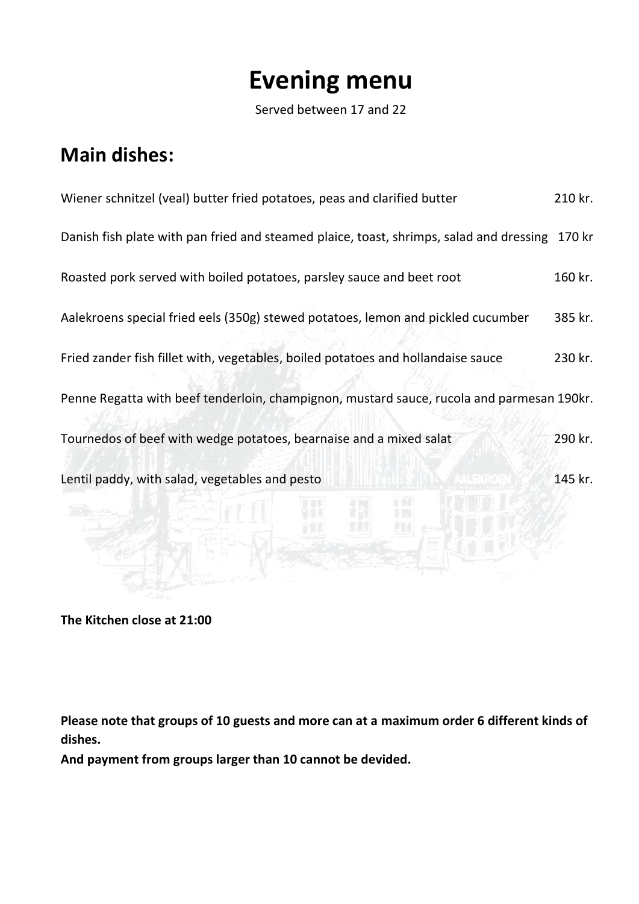# Evening menu

Served between 17 and 22

## Main dishes:

| | |
|---|---|
| Wiener schnitzel (veal) butter fried potatoes, peas and clarified butter | 210 kr. |
| Danish fish plate with pan fried and steamed plaice, toast, shrimps, salad and dressing | 170 kr |
| Roasted pork served with boiled potatoes, parsley sauce and beet root | 160 kr. |
| Aalekroens special fried eels (350g) stewed potatoes, lemon and pickled cucumber | 385 kr. |
| Fried zander fish fillet with, vegetables, boiled potatoes and hollandaise sauce | 230 kr. |
| Penne Regatta with beef tenderloin, champignon, mustard sauce, rucola and parmesan | 190kr. |
| Tournedos of beef with wedge potatoes, bearnaise and a mixed salat | 290 kr. |
| Lentil paddy, with salad, vegetables and pesto | 145 kr. |

**The Kitchen close at 21:00**

**Please note that groups of 10 guests and more can at a maximum order 6 different kinds of dishes.**

**And payment from groups larger than 10 cannot be devided.**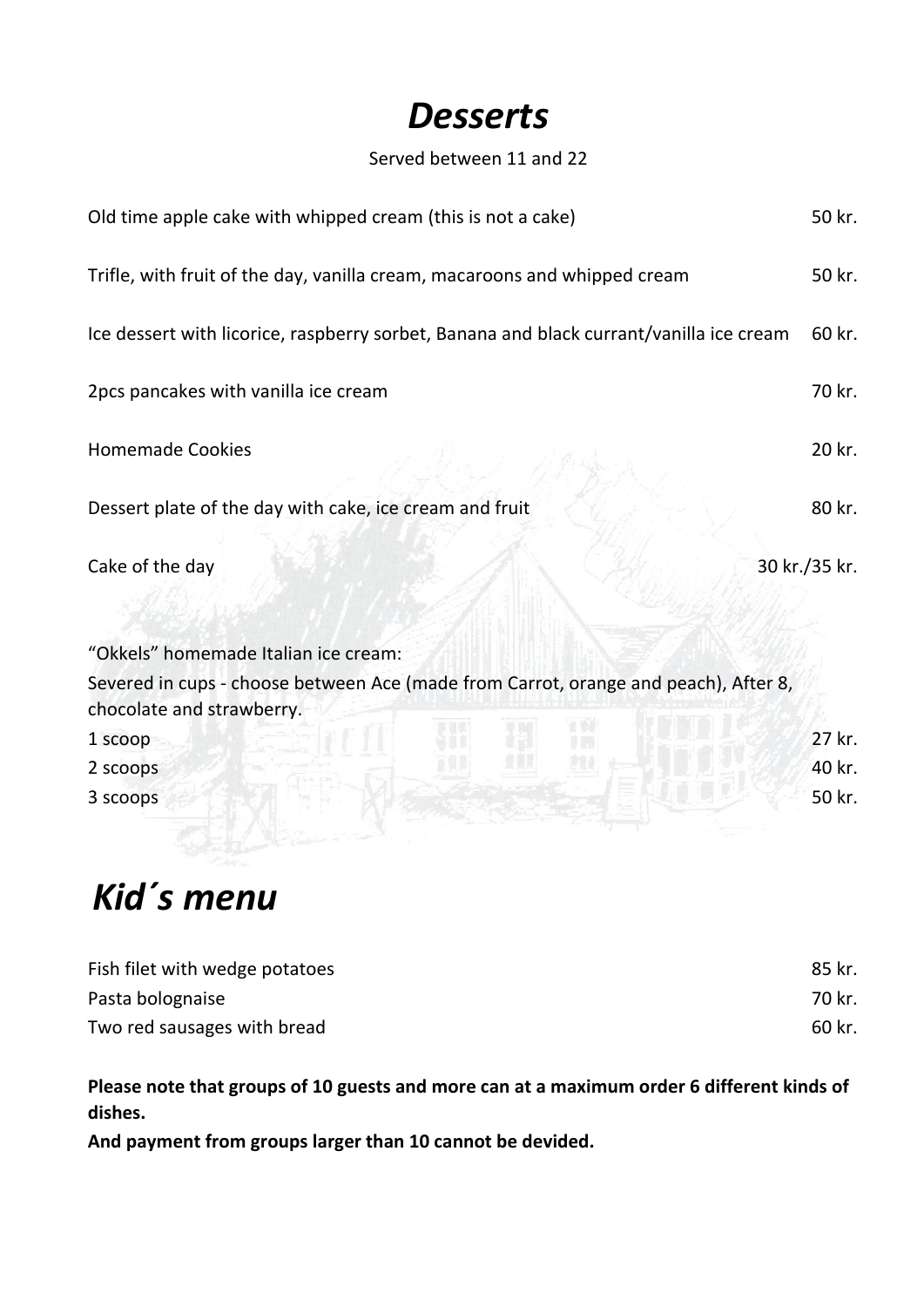# *Desserts*

Served between 11 and 22

| | |
|---|---|
| Old time apple cake with whipped cream (this is not a cake) | 50 kr. |
| Trifle, with fruit of the day, vanilla cream, macaroons and whipped cream | 50 kr. |
| Ice dessert with licorice, raspberry sorbet, Banana and black currant/vanilla ice cream | 60 kr. |
| 2pcs pancakes with vanilla ice cream | 70 kr. |
| Homemade Cookies | 20 kr. |
| Dessert plate of the day with cake, ice cream and fruit | 80 kr. |
| Cake of the day | 30 kr./35 kr. |

"Okkels" homemade Italian ice cream:

Severed in cups - choose between Ace (made from Carrot, orange and peach), After 8, chocolate and strawberry.

| | |
|---|---|
| 1 scoop | 27 kr. |
| 2 scoops | 40 kr. |
| 3 scoops | 50 kr. |

# *Kid´s menu*

| | |
|---|---|
| Fish filet with wedge potatoes | 85 kr. |
| Pasta bolognaise | 70 kr. |
| Two red sausages with bread | 60 kr. |

**Please note that groups of 10 guests and more can at a maximum order 6 different kinds of dishes.**

**And payment from groups larger than 10 cannot be devided.**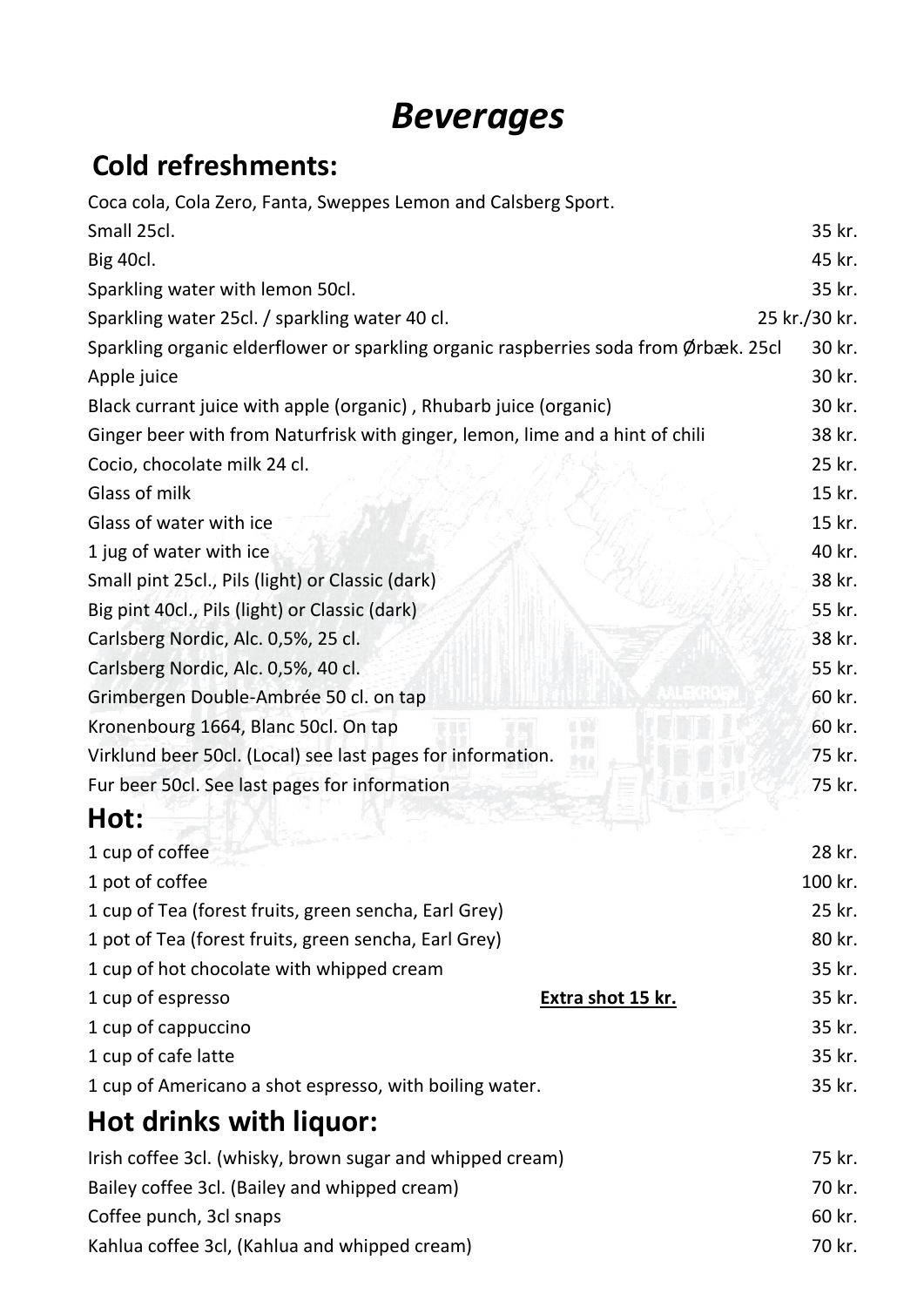# *Beverages*

## Cold refreshments:

| | |
|---|---|
| Coca cola, Cola Zero, Fanta, Sweppes Lemon and Calsberg Sport. | |
| Small 25cl. | 35 kr. |
| Big 40cl. | 45 kr. |
| Sparkling water with lemon 50cl. | 35 kr. |
| Sparkling water 25cl. / sparkling water 40 cl. | 25 kr./30 kr. |
| Sparkling organic elderflower or sparkling organic raspberries soda from Ørbæk. 25cl | 30 kr. |
| Apple juice | 30 kr. |
| Black currant juice with apple (organic) , Rhubarb juice (organic) | 30 kr. |
| Ginger beer with from Naturfrisk with ginger, lemon, lime and a hint of chili | 38 kr. |
| Cocio, chocolate milk 24 cl. | 25 kr. |
| Glass of milk | 15 kr. |
| Glass of water with ice | 15 kr. |
| 1 jug of water with ice | 40 kr. |
| Small pint 25cl., Pils (light) or Classic (dark) | 38 kr. |
| Big pint 40cl., Pils (light) or Classic (dark) | 55 kr. |
| Carlsberg Nordic, Alc. 0,5%, 25 cl. | 38 kr. |
| Carlsberg Nordic, Alc. 0,5%, 40 cl. | 55 kr. |
| Grimbergen Double-Ambrée 50 cl. on tap | 60 kr. |
| Kronenbourg 1664, Blanc 50cl. On tap | 60 kr. |
| Virklund beer 50cl. (Local) see last pages for information. | 75 kr. |
| Fur beer 50cl. See last pages for information | 75 kr. |

## Hot:

| | | |
|---|---|---|
| 1 cup of coffee | | 28 kr. |
| 1 pot of coffee | | 100 kr. |
| 1 cup of Tea (forest fruits, green sencha, Earl Grey) | | 25 kr. |
| 1 pot of Tea (forest fruits, green sencha, Earl Grey) | | 80 kr. |
| 1 cup of hot chocolate with whipped cream | | 35 kr. |
| 1 cup of espresso | **Extra shot 15 kr.** | 35 kr. |
| 1 cup of cappuccino | | 35 kr. |
| 1 cup of cafe latte | | 35 kr. |
| 1 cup of Americano a shot espresso, with boiling water. | | 35 kr. |

## Hot drinks with liquor:

| | |
|---|---|
| Irish coffee 3cl. (whisky, brown sugar and whipped cream) | 75 kr. |
| Bailey coffee 3cl. (Bailey and whipped cream) | 70 kr. |
| Coffee punch, 3cl snaps | 60 kr. |
| Kahlua coffee 3cl, (Kahlua and whipped cream) | 70 kr. |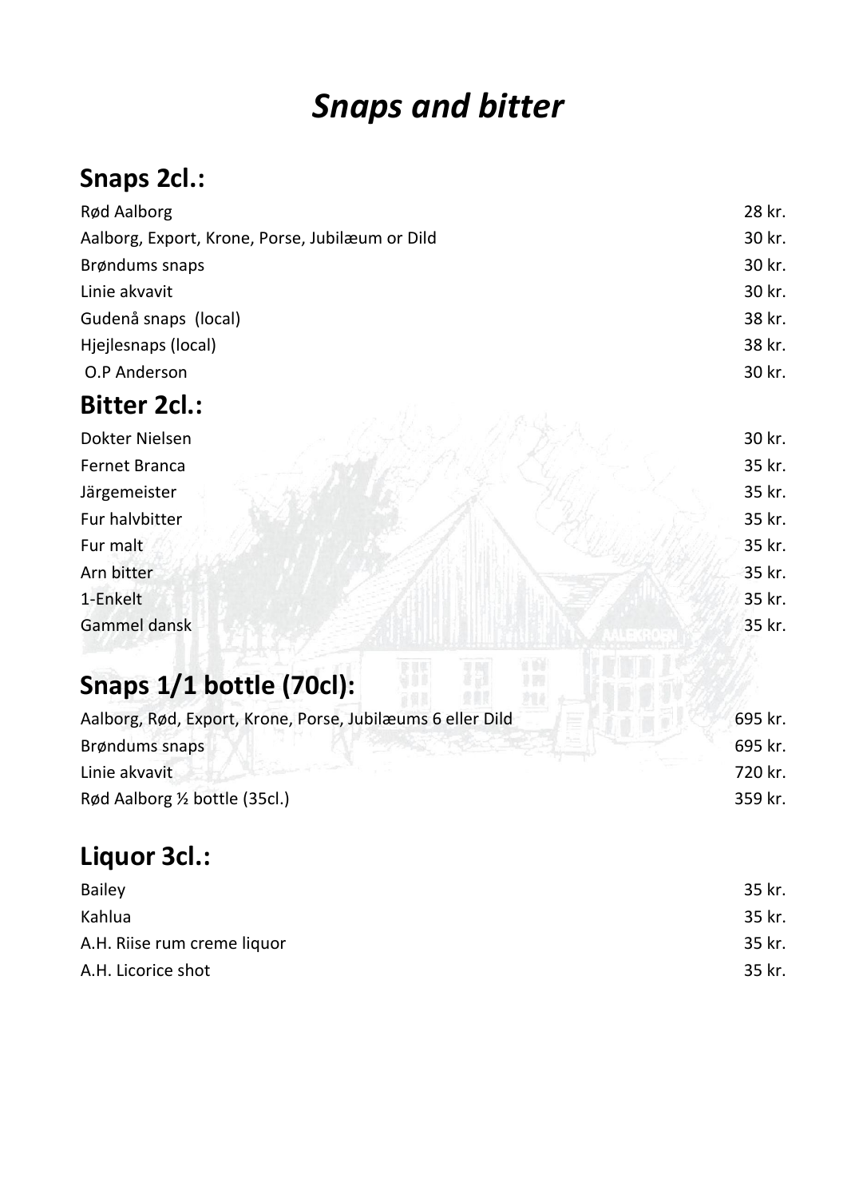# *Snaps and bitter*

## Snaps 2cl.:

| | |
|---|---|
| Rød Aalborg | 28 kr. |
| Aalborg, Export, Krone, Porse, Jubilæum or Dild | 30 kr. |
| Brøndums snaps | 30 kr. |
| Linie akvavit | 30 kr. |
| Gudenå snaps (local) | 38 kr. |
| Hjejlesnaps (local) | 38 kr. |
| O.P Anderson | 30 kr. |

## Bitter 2cl.:

| | |
|---|---|
| Dokter Nielsen | 30 kr. |
| Fernet Branca | 35 kr. |
| Järgemeister | 35 kr. |
| Fur halvbitter | 35 kr. |
| Fur malt | 35 kr. |
| Arn bitter | 35 kr. |
| 1-Enkelt | 35 kr. |
| Gammel dansk | 35 kr. |

## Snaps 1/1 bottle (70cl):

| | |
|---|---|
| Aalborg, Rød, Export, Krone, Porse, Jubilæums 6 eller Dild | 695 kr. |
| Brøndums snaps | 695 kr. |
| Linie akvavit | 720 kr. |
| Rød Aalborg ½ bottle (35cl.) | 359 kr. |

## Liquor 3cl.:

| | |
|---|---|
| Bailey | 35 kr. |
| Kahlua | 35 kr. |
| A.H. Riise rum creme liquor | 35 kr. |
| A.H. Licorice shot | 35 kr. |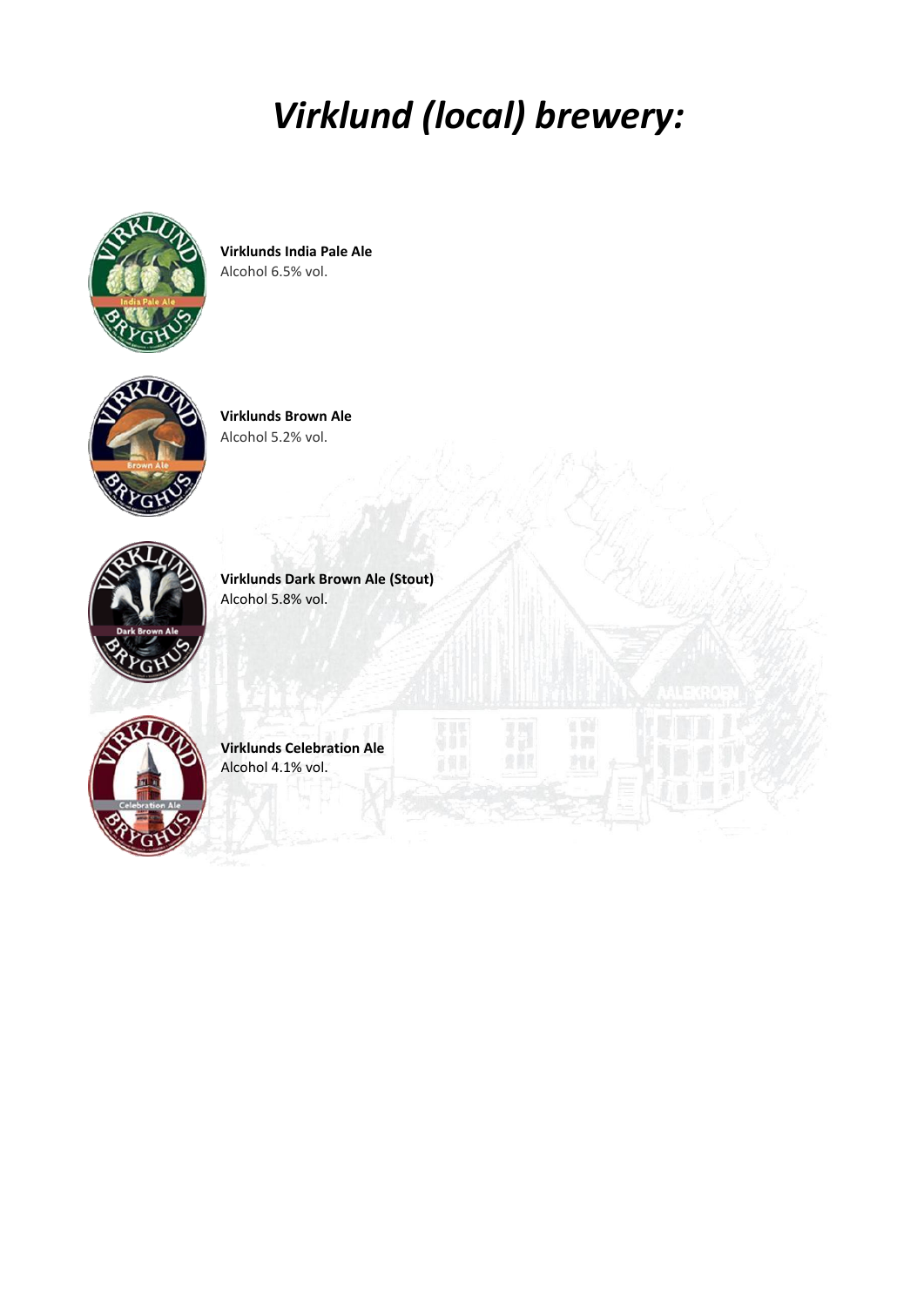# *Virklund (local) brewery:*

**Virklunds India Pale Ale**
Alcohol 6.5% vol.

**Virklunds Brown Ale**
Alcohol 5.2% vol.

**Virklunds Dark Brown Ale (Stout)**
Alcohol 5.8% vol.

**Virklunds Celebration Ale**
Alcohol 4.1% vol.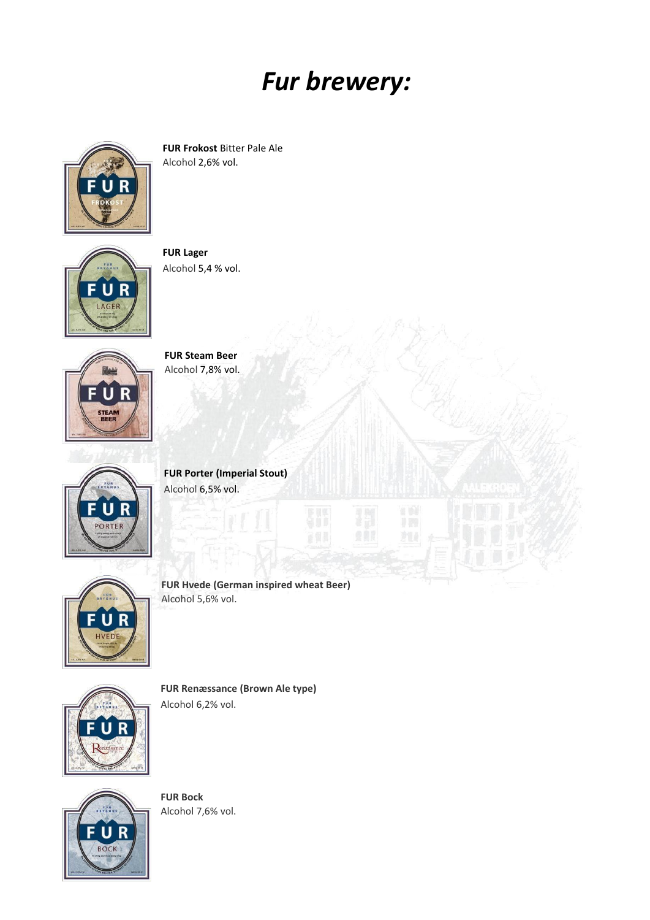# *Fur brewery:*

**FUR Frokost** Bitter Pale Ale
Alcohol 2,6% vol.

**FUR Lager**
Alcohol 5,4 % vol.

**FUR Steam Beer**
Alcohol 7,8% vol.

**FUR Porter (Imperial Stout)**
Alcohol 6,5% vol.

**FUR Hvede (German inspired wheat Beer)**
Alcohol 5,6% vol.

**FUR Renæssance (Brown Ale type)**
Alcohol 6,2% vol.

**FUR Bock**
Alcohol 7,6% vol.